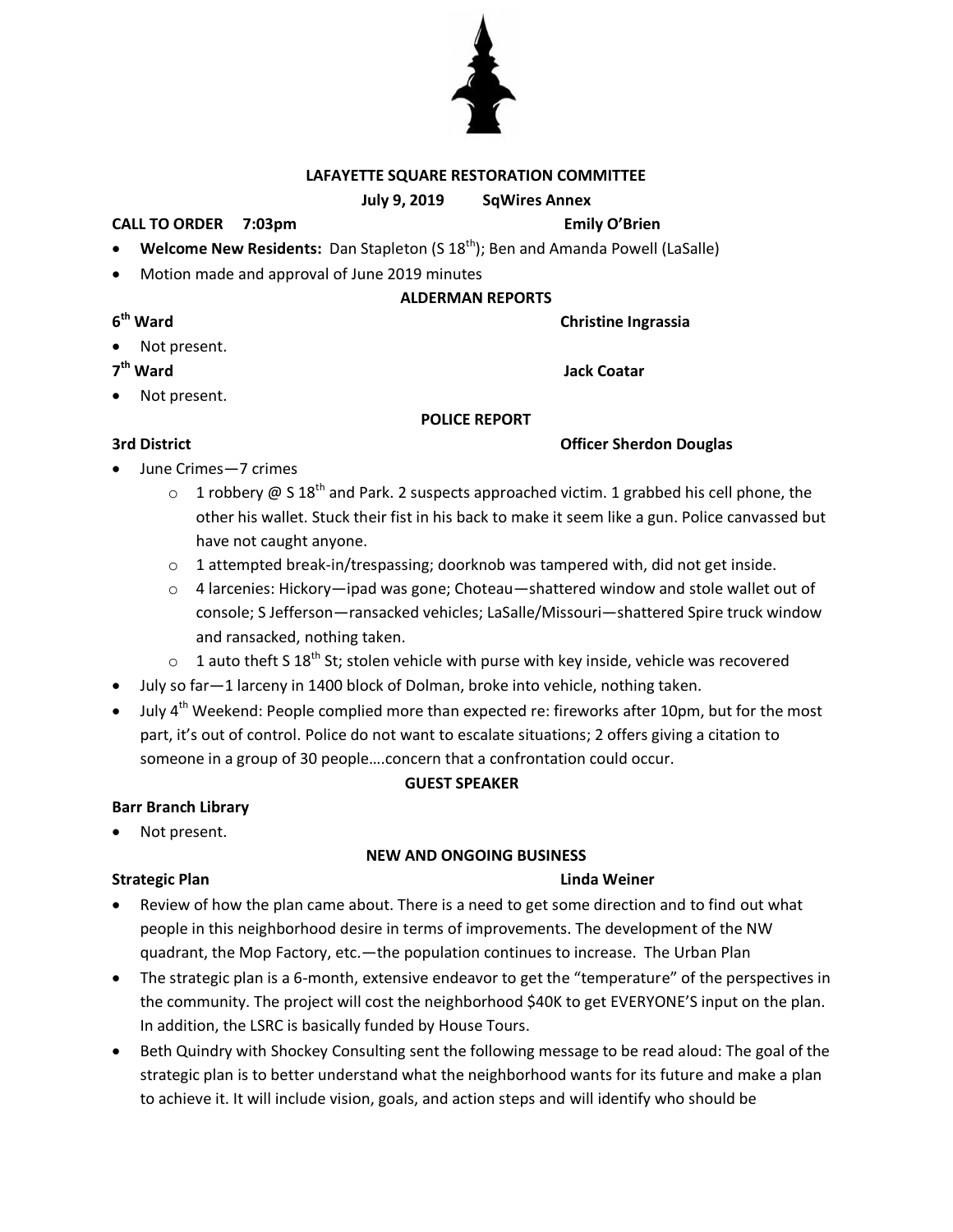## LAFAYETTE SQUARE RESTORATION COMMITTEE

**July 9, 2019 SqWires Annex**

**CALL TO ORDER 7:03pm** **Emily O'Brien**

- **Welcome New Residents:** Dan Stapleton (S 18th); Ben and Amanda Powell (LaSalle)
- Motion made and approval of June 2019 minutes

### ALDERMAN REPORTS

**6th Ward** **Christine Ingrassia**

- Not present.

**7th Ward** **Jack Coatar**

- Not present.

### POLICE REPORT

**3rd District** **Officer Sherdon Douglas**

- June Crimes—7 crimes
  - 1 robbery @ S 18th and Park. 2 suspects approached victim. 1 grabbed his cell phone, the other his wallet. Stuck their fist in his back to make it seem like a gun. Police canvassed but have not caught anyone.
  - 1 attempted break-in/trespassing; doorknob was tampered with, did not get inside.
  - 4 larcenies: Hickory—ipad was gone; Choteau—shattered window and stole wallet out of console; S Jefferson—ransacked vehicles; LaSalle/Missouri—shattered Spire truck window and ransacked, nothing taken.
  - 1 auto theft S 18th St; stolen vehicle with purse with key inside, vehicle was recovered
- July so far—1 larceny in 1400 block of Dolman, broke into vehicle, nothing taken.
- July 4th Weekend: People complied more than expected re: fireworks after 10pm, but for the most part, it's out of control. Police do not want to escalate situations; 2 offers giving a citation to someone in a group of 30 people….concern that a confrontation could occur.

### GUEST SPEAKER

**Barr Branch Library**

- Not present.

### NEW AND ONGOING BUSINESS

**Strategic Plan** **Linda Weiner**

- Review of how the plan came about. There is a need to get some direction and to find out what people in this neighborhood desire in terms of improvements. The development of the NW quadrant, the Mop Factory, etc.—the population continues to increase. The Urban Plan
- The strategic plan is a 6-month, extensive endeavor to get the "temperature" of the perspectives in the community. The project will cost the neighborhood $40K to get EVERYONE'S input on the plan. In addition, the LSRC is basically funded by House Tours.
- Beth Quindry with Shockey Consulting sent the following message to be read aloud: The goal of the strategic plan is to better understand what the neighborhood wants for its future and make a plan to achieve it. It will include vision, goals, and action steps and will identify who should be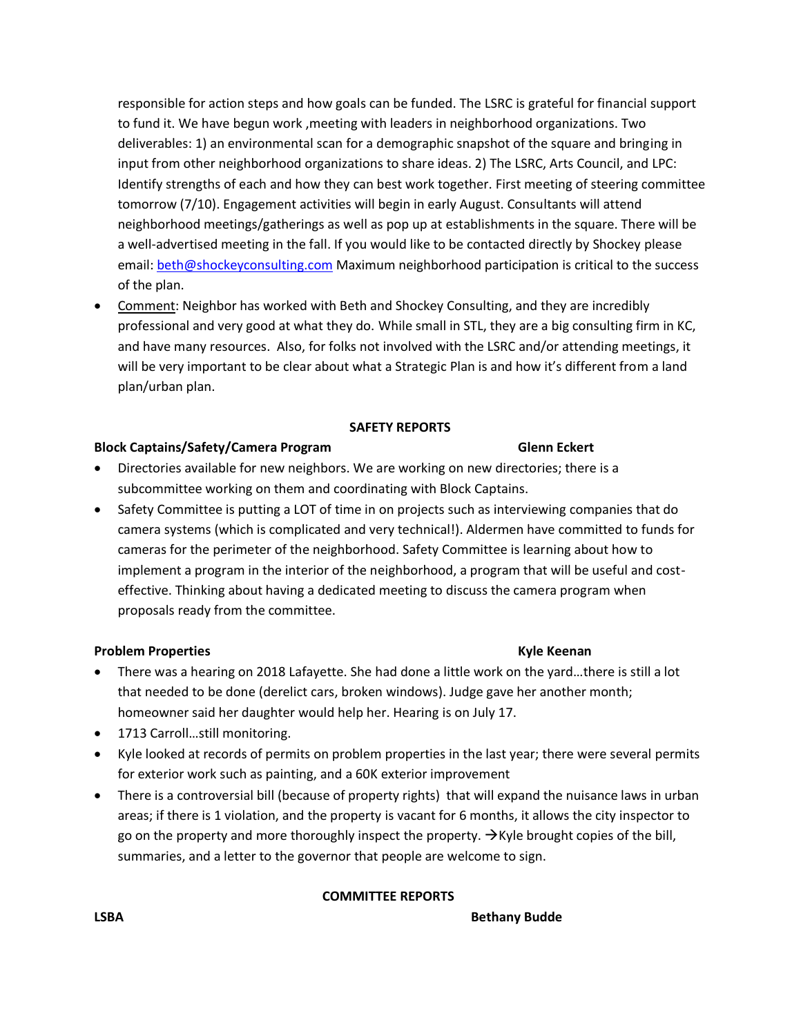responsible for action steps and how goals can be funded. The LSRC is grateful for financial support to fund it. We have begun work ,meeting with leaders in neighborhood organizations. Two deliverables: 1) an environmental scan for a demographic snapshot of the square and bringing in input from other neighborhood organizations to share ideas. 2) The LSRC, Arts Council, and LPC: Identify strengths of each and how they can best work together. First meeting of steering committee tomorrow (7/10). Engagement activities will begin in early August. Consultants will attend neighborhood meetings/gatherings as well as pop up at establishments in the square. There will be a well-advertised meeting in the fall. If you would like to be contacted directly by Shockey please email: [beth@shockeyconsulting.com](mailto:beth@shockeyconsulting.com) Maximum neighborhood participation is critical to the success of the plan.

- Comment: Neighbor has worked with Beth and Shockey Consulting, and they are incredibly professional and very good at what they do. While small in STL, they are a big consulting firm in KC, and have many resources. Also, for folks not involved with the LSRC and/or attending meetings, it will be very important to be clear about what a Strategic Plan is and how it's different from a land plan/urban plan.

## SAFETY REPORTS

**Block Captains/Safety/Camera Program** — **Glenn Eckert**

- Directories available for new neighbors. We are working on new directories; there is a subcommittee working on them and coordinating with Block Captains.
- Safety Committee is putting a LOT of time in on projects such as interviewing companies that do camera systems (which is complicated and very technical!). Aldermen have committed to funds for cameras for the perimeter of the neighborhood. Safety Committee is learning about how to implement a program in the interior of the neighborhood, a program that will be useful and cost-effective. Thinking about having a dedicated meeting to discuss the camera program when proposals ready from the committee.

**Problem Properties** — **Kyle Keenan**

- There was a hearing on 2018 Lafayette. She had done a little work on the yard…there is still a lot that needed to be done (derelict cars, broken windows). Judge gave her another month; homeowner said her daughter would help her. Hearing is on July 17.
- 1713 Carroll…still monitoring.
- Kyle looked at records of permits on problem properties in the last year; there were several permits for exterior work such as painting, and a 60K exterior improvement
- There is a controversial bill (because of property rights) that will expand the nuisance laws in urban areas; if there is 1 violation, and the property is vacant for 6 months, it allows the city inspector to go on the property and more thoroughly inspect the property. →Kyle brought copies of the bill, summaries, and a letter to the governor that people are welcome to sign.

## COMMITTEE REPORTS

**LSBA** — **Bethany Budde**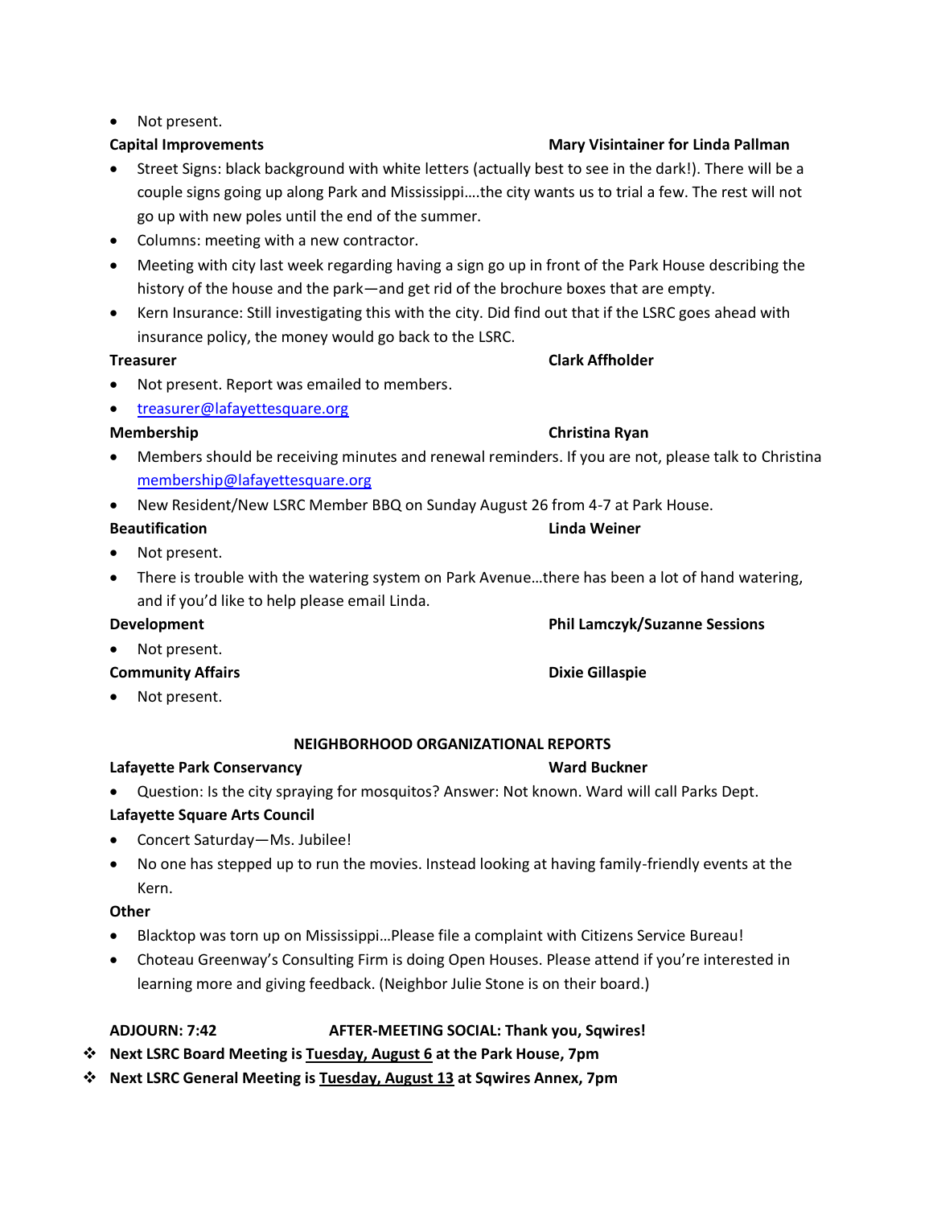- Not present.

**Capital Improvements** **Mary Visintainer for Linda Pallman**

- Street Signs: black background with white letters (actually best to see in the dark!). There will be a couple signs going up along Park and Mississippi….the city wants us to trial a few. The rest will not go up with new poles until the end of the summer.
- Columns: meeting with a new contractor.
- Meeting with city last week regarding having a sign go up in front of the Park House describing the history of the house and the park—and get rid of the brochure boxes that are empty.
- Kern Insurance: Still investigating this with the city. Did find out that if the LSRC goes ahead with insurance policy, the money would go back to the LSRC.

**Treasurer** **Clark Affholder**

- Not present. Report was emailed to members.
- treasurer@lafayettesquare.org

**Membership** **Christina Ryan**

- Members should be receiving minutes and renewal reminders. If you are not, please talk to Christina membership@lafayettesquare.org
- New Resident/New LSRC Member BBQ on Sunday August 26 from 4-7 at Park House.

**Beautification** **Linda Weiner**

- Not present.
- There is trouble with the watering system on Park Avenue…there has been a lot of hand watering, and if you'd like to help please email Linda.

**Development** **Phil Lamczyk/Suzanne Sessions**

- Not present.

**Community Affairs** **Dixie Gillaspie**

- Not present.

**NEIGHBORHOOD ORGANIZATIONAL REPORTS**

**Lafayette Park Conservancy** **Ward Buckner**

- Question: Is the city spraying for mosquitos? Answer: Not known. Ward will call Parks Dept.

**Lafayette Square Arts Council**

- Concert Saturday—Ms. Jubilee!
- No one has stepped up to run the movies. Instead looking at having family-friendly events at the Kern.

**Other**

- Blacktop was torn up on Mississippi…Please file a complaint with Citizens Service Bureau!
- Choteau Greenway's Consulting Firm is doing Open Houses. Please attend if you're interested in learning more and giving feedback. (Neighbor Julie Stone is on their board.)

**ADJOURN: 7:42** **AFTER-MEETING SOCIAL: Thank you, Sqwires!**

- **Next LSRC Board Meeting is Tuesday, August 6 at the Park House, 7pm**
- **Next LSRC General Meeting is Tuesday, August 13 at Sqwires Annex, 7pm**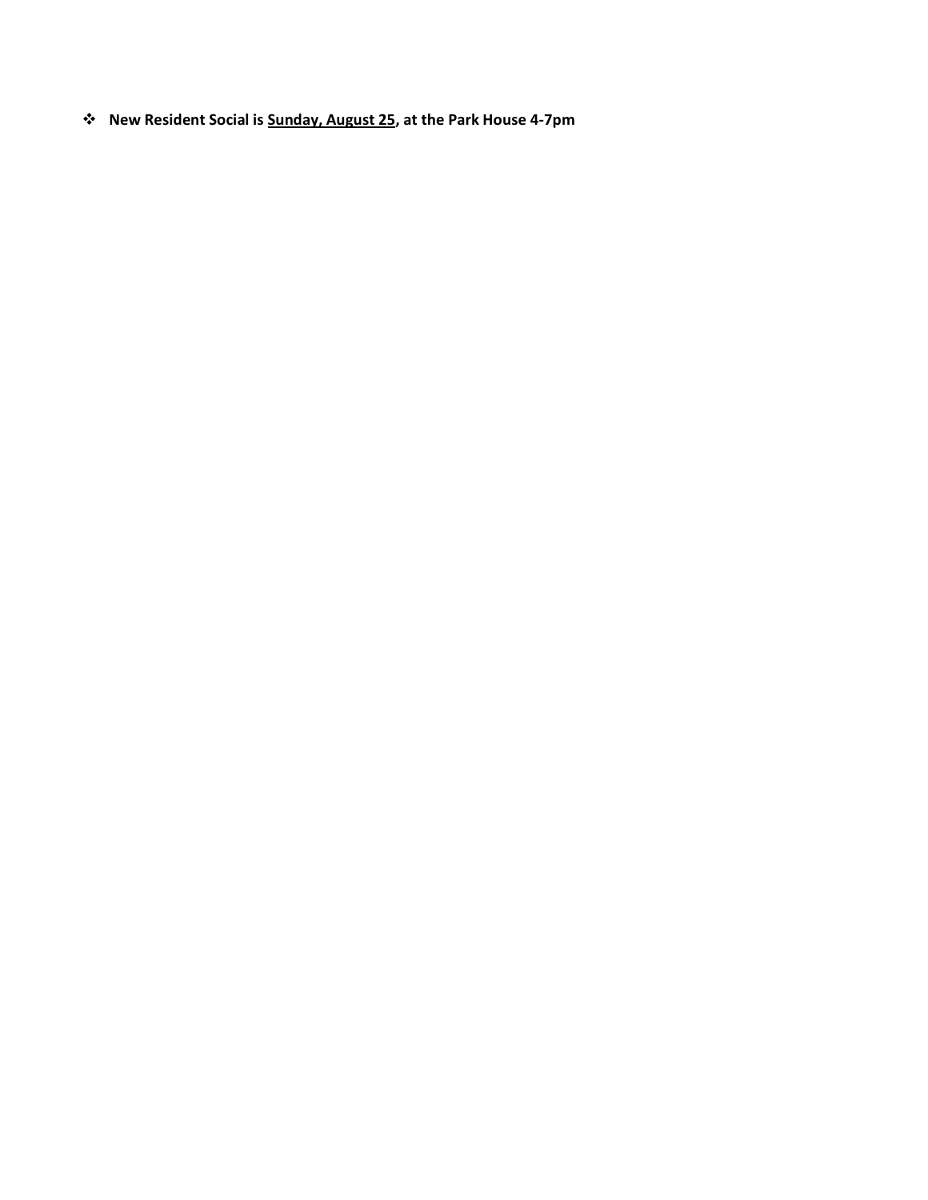- **New Resident Social is <u>Sunday, August 25</u>, at the Park House 4-7pm**